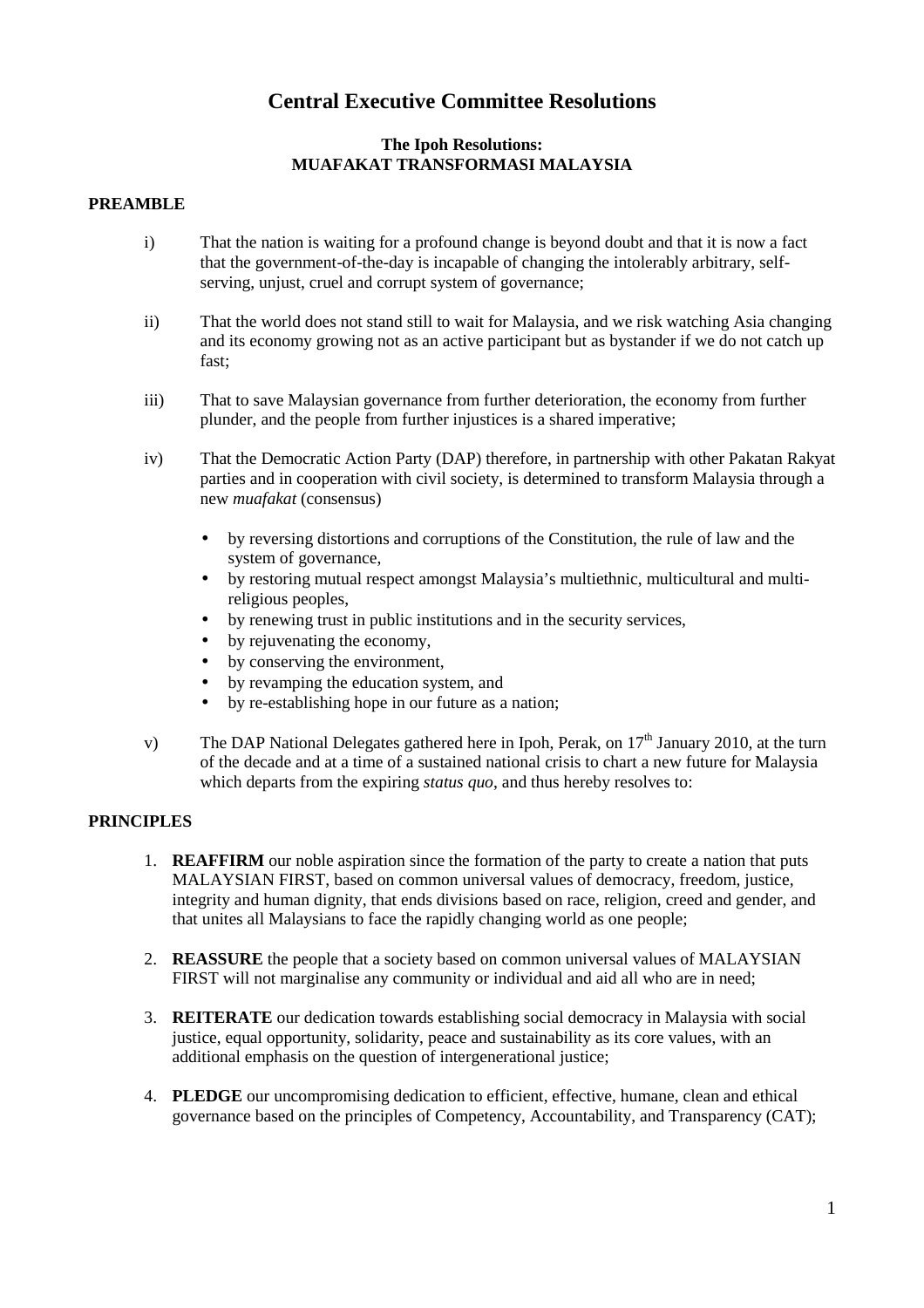# Central Executive Committee Resolutions

### The Ipoh Resolutions:
### MUAFAKAT TRANSFORMASI MALAYSIA

## PREAMBLE

i) That the nation is waiting for a profound change is beyond doubt and that it is now a fact that the government-of-the-day is incapable of changing the intolerably arbitrary, self-serving, unjust, cruel and corrupt system of governance;

ii) That the world does not stand still to wait for Malaysia, and we risk watching Asia changing and its economy growing not as an active participant but as bystander if we do not catch up fast;

iii) That to save Malaysian governance from further deterioration, the economy from further plunder, and the people from further injustices is a shared imperative;

iv) That the Democratic Action Party (DAP) therefore, in partnership with other Pakatan Rakyat parties and in cooperation with civil society, is determined to transform Malaysia through a new *muafakat* (consensus)

- by reversing distortions and corruptions of the Constitution, the rule of law and the system of governance,
- by restoring mutual respect amongst Malaysia's multiethnic, multicultural and multi-religious peoples,
- by renewing trust in public institutions and in the security services,
- by rejuvenating the economy,
- by conserving the environment,
- by revamping the education system, and
- by re-establishing hope in our future as a nation;

v) The DAP National Delegates gathered here in Ipoh, Perak, on 17th January 2010, at the turn of the decade and at a time of a sustained national crisis to chart a new future for Malaysia which departs from the expiring *status quo*, and thus hereby resolves to:

## PRINCIPLES

1. **REAFFIRM** our noble aspiration since the formation of the party to create a nation that puts MALAYSIAN FIRST, based on common universal values of democracy, freedom, justice, integrity and human dignity, that ends divisions based on race, religion, creed and gender, and that unites all Malaysians to face the rapidly changing world as one people;

2. **REASSURE** the people that a society based on common universal values of MALAYSIAN FIRST will not marginalise any community or individual and aid all who are in need;

3. **REITERATE** our dedication towards establishing social democracy in Malaysia with social justice, equal opportunity, solidarity, peace and sustainability as its core values, with an additional emphasis on the question of intergenerational justice;

4. **PLEDGE** our uncompromising dedication to efficient, effective, humane, clean and ethical governance based on the principles of Competency, Accountability, and Transparency (CAT);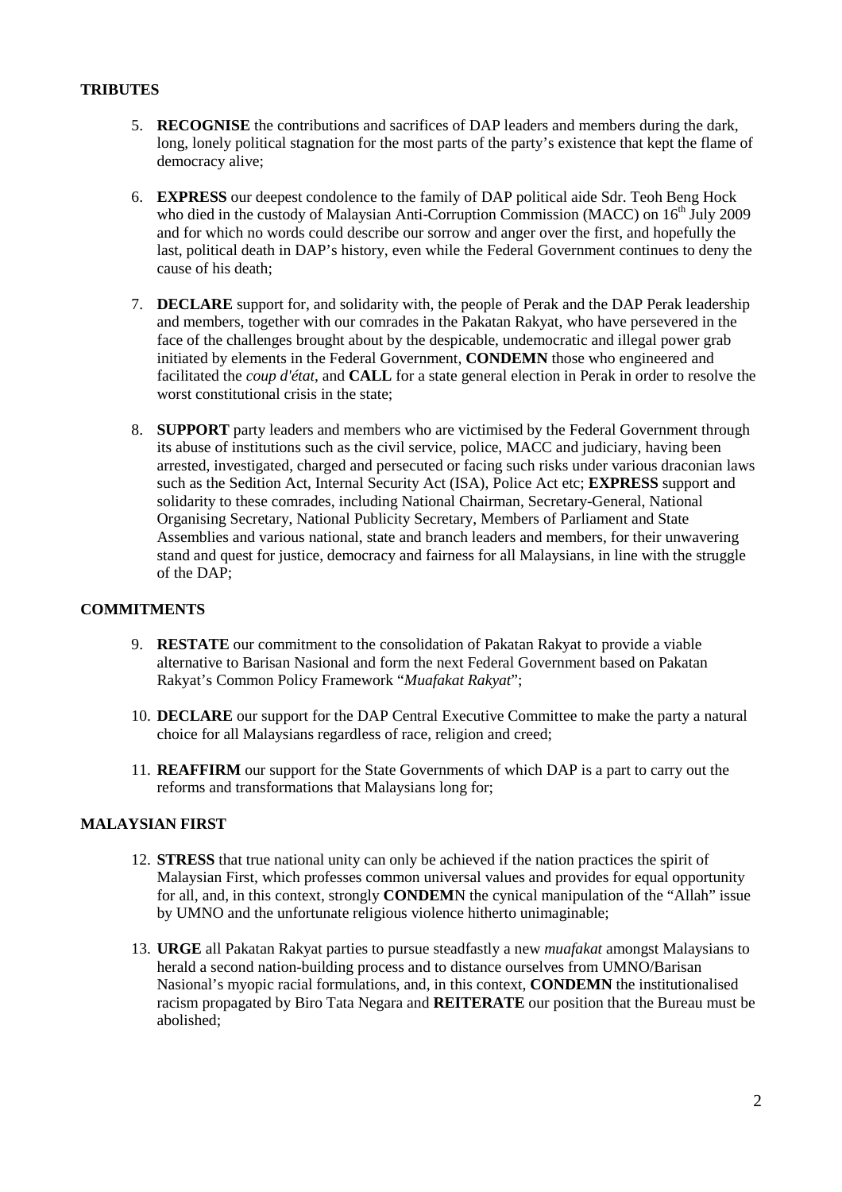## TRIBUTES

5. **RECOGNISE** the contributions and sacrifices of DAP leaders and members during the dark, long, lonely political stagnation for the most parts of the party's existence that kept the flame of democracy alive;

6. **EXPRESS** our deepest condolence to the family of DAP political aide Sdr. Teoh Beng Hock who died in the custody of Malaysian Anti-Corruption Commission (MACC) on 16th July 2009 and for which no words could describe our sorrow and anger over the first, and hopefully the last, political death in DAP's history, even while the Federal Government continues to deny the cause of his death;

7. **DECLARE** support for, and solidarity with, the people of Perak and the DAP Perak leadership and members, together with our comrades in the Pakatan Rakyat, who have persevered in the face of the challenges brought about by the despicable, undemocratic and illegal power grab initiated by elements in the Federal Government, **CONDEMN** those who engineered and facilitated the *coup d'état*, and **CALL** for a state general election in Perak in order to resolve the worst constitutional crisis in the state;

8. **SUPPORT** party leaders and members who are victimised by the Federal Government through its abuse of institutions such as the civil service, police, MACC and judiciary, having been arrested, investigated, charged and persecuted or facing such risks under various draconian laws such as the Sedition Act, Internal Security Act (ISA), Police Act etc; **EXPRESS** support and solidarity to these comrades, including National Chairman, Secretary-General, National Organising Secretary, National Publicity Secretary, Members of Parliament and State Assemblies and various national, state and branch leaders and members, for their unwavering stand and quest for justice, democracy and fairness for all Malaysians, in line with the struggle of the DAP;

## COMMITMENTS

9. **RESTATE** our commitment to the consolidation of Pakatan Rakyat to provide a viable alternative to Barisan Nasional and form the next Federal Government based on Pakatan Rakyat's Common Policy Framework "*Muafakat Rakyat*";

10. **DECLARE** our support for the DAP Central Executive Committee to make the party a natural choice for all Malaysians regardless of race, religion and creed;

11. **REAFFIRM** our support for the State Governments of which DAP is a part to carry out the reforms and transformations that Malaysians long for;

## MALAYSIAN FIRST

12. **STRESS** that true national unity can only be achieved if the nation practices the spirit of Malaysian First, which professes common universal values and provides for equal opportunity for all, and, in this context, strongly **CONDEM**N the cynical manipulation of the "Allah" issue by UMNO and the unfortunate religious violence hitherto unimaginable;

13. **URGE** all Pakatan Rakyat parties to pursue steadfastly a new *muafakat* amongst Malaysians to herald a second nation-building process and to distance ourselves from UMNO/Barisan Nasional's myopic racial formulations, and, in this context, **CONDEMN** the institutionalised racism propagated by Biro Tata Negara and **REITERATE** our position that the Bureau must be abolished;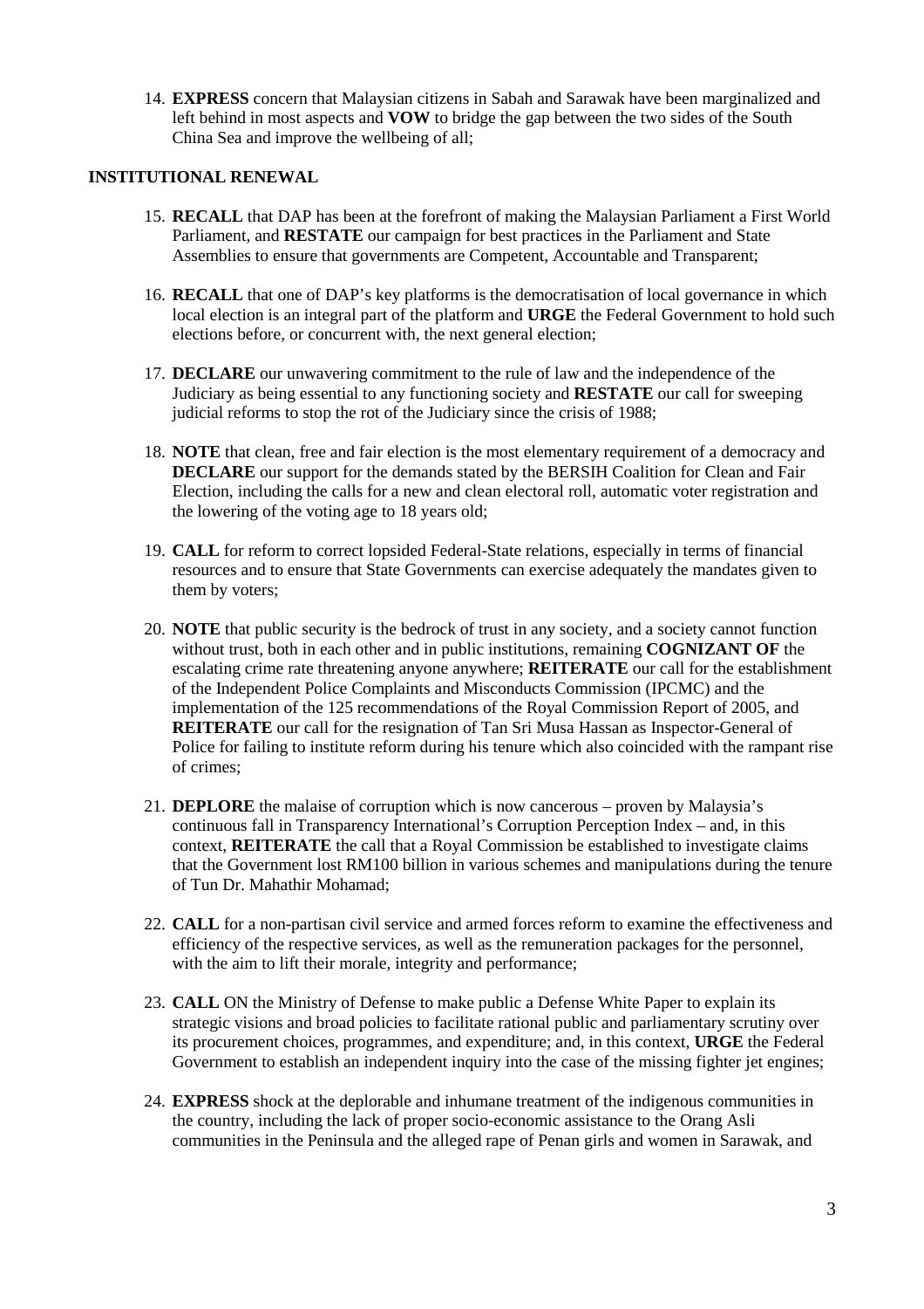14. **EXPRESS** concern that Malaysian citizens in Sabah and Sarawak have been marginalized and left behind in most aspects and **VOW** to bridge the gap between the two sides of the South China Sea and improve the wellbeing of all;

**INSTITUTIONAL RENEWAL**

15. **RECALL** that DAP has been at the forefront of making the Malaysian Parliament a First World Parliament, and **RESTATE** our campaign for best practices in the Parliament and State Assemblies to ensure that governments are Competent, Accountable and Transparent;

16. **RECALL** that one of DAP's key platforms is the democratisation of local governance in which local election is an integral part of the platform and **URGE** the Federal Government to hold such elections before, or concurrent with, the next general election;

17. **DECLARE** our unwavering commitment to the rule of law and the independence of the Judiciary as being essential to any functioning society and **RESTATE** our call for sweeping judicial reforms to stop the rot of the Judiciary since the crisis of 1988;

18. **NOTE** that clean, free and fair election is the most elementary requirement of a democracy and **DECLARE** our support for the demands stated by the BERSIH Coalition for Clean and Fair Election, including the calls for a new and clean electoral roll, automatic voter registration and the lowering of the voting age to 18 years old;

19. **CALL** for reform to correct lopsided Federal-State relations, especially in terms of financial resources and to ensure that State Governments can exercise adequately the mandates given to them by voters;

20. **NOTE** that public security is the bedrock of trust in any society, and a society cannot function without trust, both in each other and in public institutions, remaining **COGNIZANT OF** the escalating crime rate threatening anyone anywhere; **REITERATE** our call for the establishment of the Independent Police Complaints and Misconducts Commission (IPCMC) and the implementation of the 125 recommendations of the Royal Commission Report of 2005, and **REITERATE** our call for the resignation of Tan Sri Musa Hassan as Inspector-General of Police for failing to institute reform during his tenure which also coincided with the rampant rise of crimes;

21. **DEPLORE** the malaise of corruption which is now cancerous – proven by Malaysia's continuous fall in Transparency International's Corruption Perception Index – and, in this context, **REITERATE** the call that a Royal Commission be established to investigate claims that the Government lost RM100 billion in various schemes and manipulations during the tenure of Tun Dr. Mahathir Mohamad;

22. **CALL** for a non-partisan civil service and armed forces reform to examine the effectiveness and efficiency of the respective services, as well as the remuneration packages for the personnel, with the aim to lift their morale, integrity and performance;

23. **CALL** ON the Ministry of Defense to make public a Defense White Paper to explain its strategic visions and broad policies to facilitate rational public and parliamentary scrutiny over its procurement choices, programmes, and expenditure; and, in this context, **URGE** the Federal Government to establish an independent inquiry into the case of the missing fighter jet engines;

24. **EXPRESS** shock at the deplorable and inhumane treatment of the indigenous communities in the country, including the lack of proper socio-economic assistance to the Orang Asli communities in the Peninsula and the alleged rape of Penan girls and women in Sarawak, and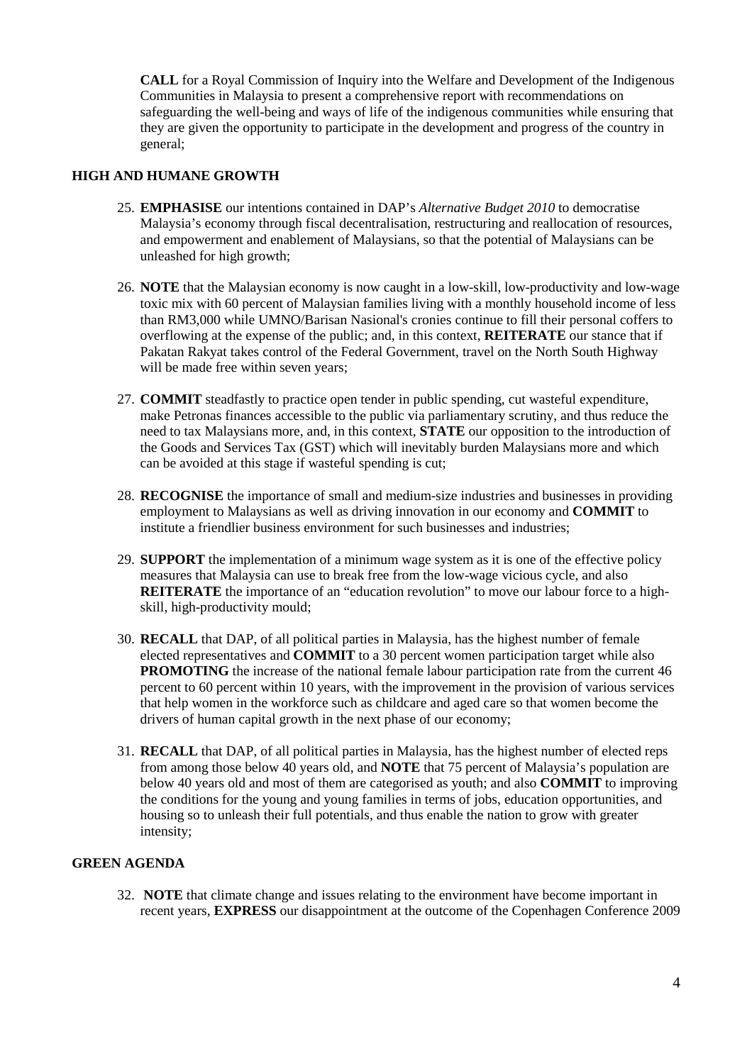**CALL** for a Royal Commission of Inquiry into the Welfare and Development of the Indigenous Communities in Malaysia to present a comprehensive report with recommendations on safeguarding the well-being and ways of life of the indigenous communities while ensuring that they are given the opportunity to participate in the development and progress of the country in general;

## HIGH AND HUMANE GROWTH

25. **EMPHASISE** our intentions contained in DAP's *Alternative Budget 2010* to democratise Malaysia's economy through fiscal decentralisation, restructuring and reallocation of resources, and empowerment and enablement of Malaysians, so that the potential of Malaysians can be unleashed for high growth;

26. **NOTE** that the Malaysian economy is now caught in a low-skill, low-productivity and low-wage toxic mix with 60 percent of Malaysian families living with a monthly household income of less than RM3,000 while UMNO/Barisan Nasional's cronies continue to fill their personal coffers to overflowing at the expense of the public; and, in this context, **REITERATE** our stance that if Pakatan Rakyat takes control of the Federal Government, travel on the North South Highway will be made free within seven years;

27. **COMMIT** steadfastly to practice open tender in public spending, cut wasteful expenditure, make Petronas finances accessible to the public via parliamentary scrutiny, and thus reduce the need to tax Malaysians more, and, in this context, **STATE** our opposition to the introduction of the Goods and Services Tax (GST) which will inevitably burden Malaysians more and which can be avoided at this stage if wasteful spending is cut;

28. **RECOGNISE** the importance of small and medium-size industries and businesses in providing employment to Malaysians as well as driving innovation in our economy and **COMMIT** to institute a friendlier business environment for such businesses and industries;

29. **SUPPORT** the implementation of a minimum wage system as it is one of the effective policy measures that Malaysia can use to break free from the low-wage vicious cycle, and also **REITERATE** the importance of an "education revolution" to move our labour force to a high-skill, high-productivity mould;

30. **RECALL** that DAP, of all political parties in Malaysia, has the highest number of female elected representatives and **COMMIT** to a 30 percent women participation target while also **PROMOTING** the increase of the national female labour participation rate from the current 46 percent to 60 percent within 10 years, with the improvement in the provision of various services that help women in the workforce such as childcare and aged care so that women become the drivers of human capital growth in the next phase of our economy;

31. **RECALL** that DAP, of all political parties in Malaysia, has the highest number of elected reps from among those below 40 years old, and **NOTE** that 75 percent of Malaysia's population are below 40 years old and most of them are categorised as youth; and also **COMMIT** to improving the conditions for the young and young families in terms of jobs, education opportunities, and housing so to unleash their full potentials, and thus enable the nation to grow with greater intensity;

## GREEN AGENDA

32. **NOTE** that climate change and issues relating to the environment have become important in recent years, **EXPRESS** our disappointment at the outcome of the Copenhagen Conference 2009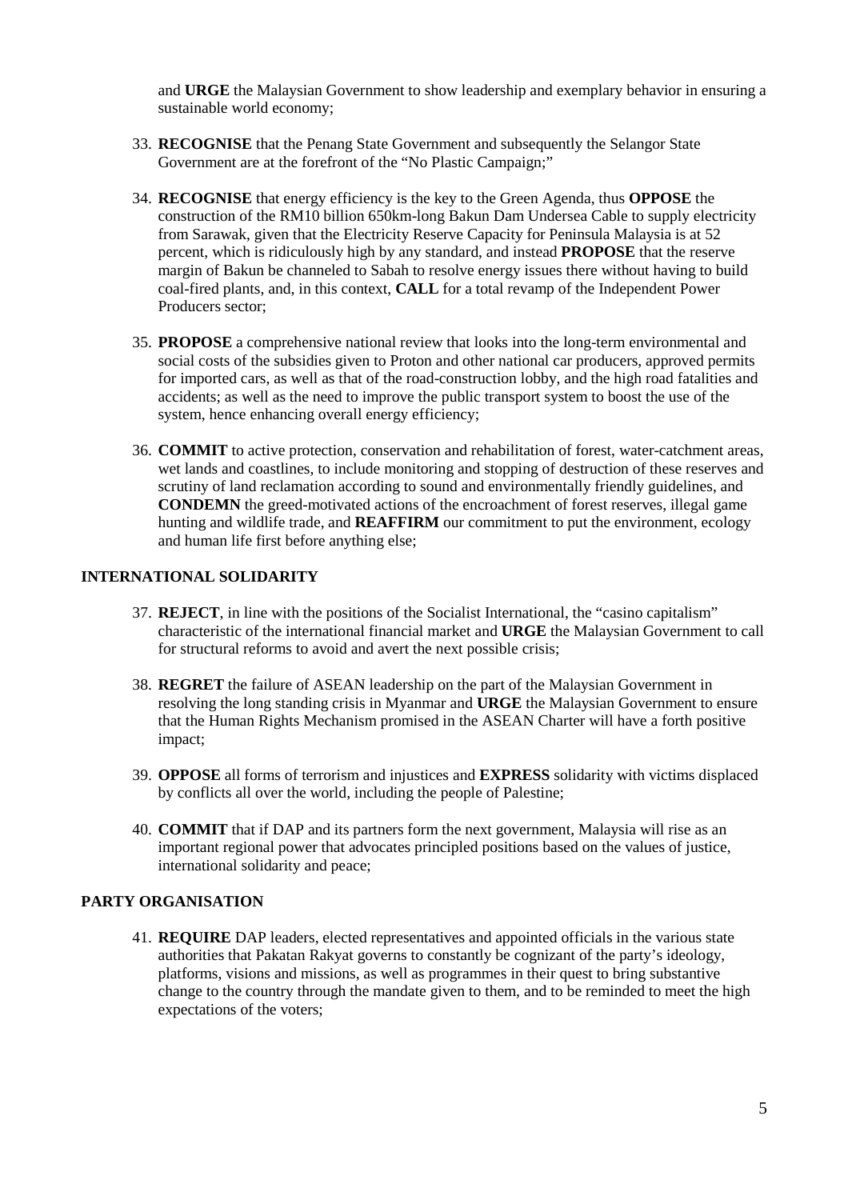and **URGE** the Malaysian Government to show leadership and exemplary behavior in ensuring a sustainable world economy;

33. **RECOGNISE** that the Penang State Government and subsequently the Selangor State Government are at the forefront of the "No Plastic Campaign;"

34. **RECOGNISE** that energy efficiency is the key to the Green Agenda, thus **OPPOSE** the construction of the RM10 billion 650km-long Bakun Dam Undersea Cable to supply electricity from Sarawak, given that the Electricity Reserve Capacity for Peninsula Malaysia is at 52 percent, which is ridiculously high by any standard, and instead **PROPOSE** that the reserve margin of Bakun be channeled to Sabah to resolve energy issues there without having to build coal-fired plants, and, in this context, **CALL** for a total revamp of the Independent Power Producers sector;

35. **PROPOSE** a comprehensive national review that looks into the long-term environmental and social costs of the subsidies given to Proton and other national car producers, approved permits for imported cars, as well as that of the road-construction lobby, and the high road fatalities and accidents; as well as the need to improve the public transport system to boost the use of the system, hence enhancing overall energy efficiency;

36. **COMMIT** to active protection, conservation and rehabilitation of forest, water-catchment areas, wet lands and coastlines, to include monitoring and stopping of destruction of these reserves and scrutiny of land reclamation according to sound and environmentally friendly guidelines, and **CONDEMN** the greed-motivated actions of the encroachment of forest reserves, illegal game hunting and wildlife trade, and **REAFFIRM** our commitment to put the environment, ecology and human life first before anything else;

## INTERNATIONAL SOLIDARITY

37. **REJECT**, in line with the positions of the Socialist International, the "casino capitalism" characteristic of the international financial market and **URGE** the Malaysian Government to call for structural reforms to avoid and avert the next possible crisis;

38. **REGRET** the failure of ASEAN leadership on the part of the Malaysian Government in resolving the long standing crisis in Myanmar and **URGE** the Malaysian Government to ensure that the Human Rights Mechanism promised in the ASEAN Charter will have a forth positive impact;

39. **OPPOSE** all forms of terrorism and injustices and **EXPRESS** solidarity with victims displaced by conflicts all over the world, including the people of Palestine;

40. **COMMIT** that if DAP and its partners form the next government, Malaysia will rise as an important regional power that advocates principled positions based on the values of justice, international solidarity and peace;

## PARTY ORGANISATION

41. **REQUIRE** DAP leaders, elected representatives and appointed officials in the various state authorities that Pakatan Rakyat governs to constantly be cognizant of the party's ideology, platforms, visions and missions, as well as programmes in their quest to bring substantive change to the country through the mandate given to them, and to be reminded to meet the high expectations of the voters;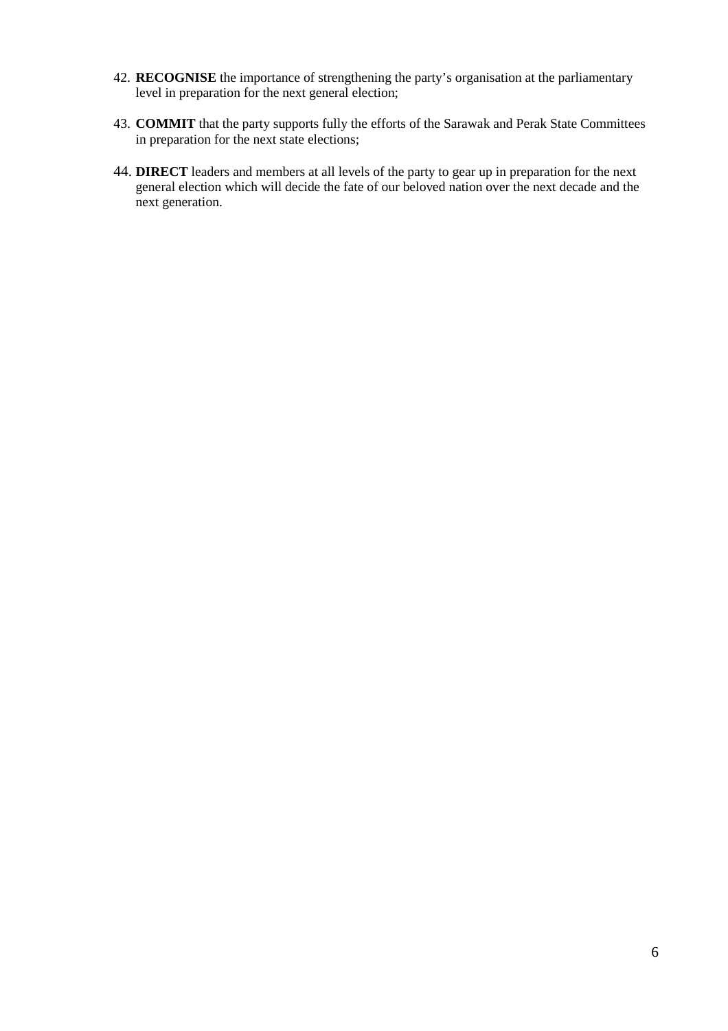42. **RECOGNISE** the importance of strengthening the party's organisation at the parliamentary level in preparation for the next general election;

43. **COMMIT** that the party supports fully the efforts of the Sarawak and Perak State Committees in preparation for the next state elections;

44. **DIRECT** leaders and members at all levels of the party to gear up in preparation for the next general election which will decide the fate of our beloved nation over the next decade and the next generation.